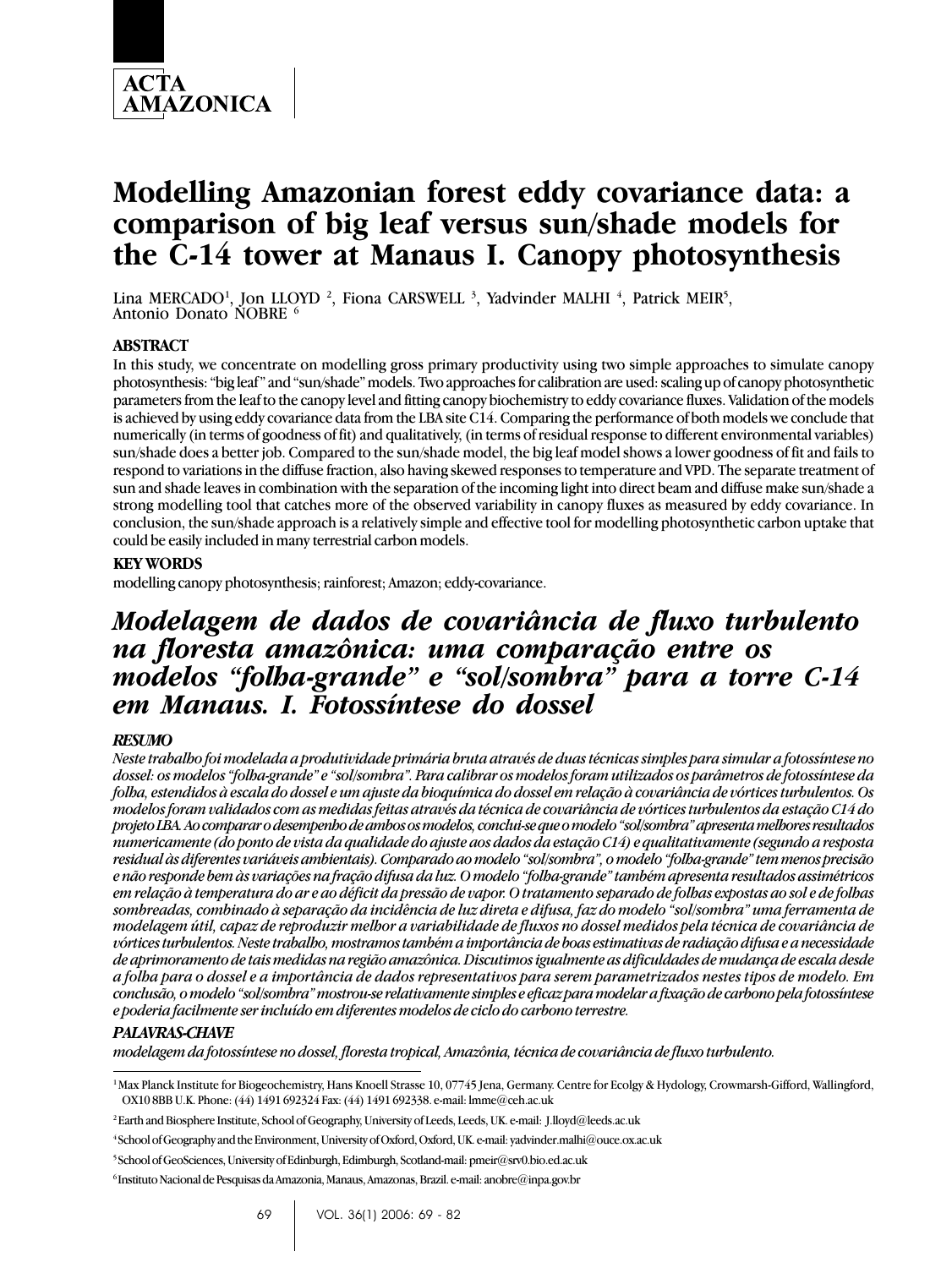# Modelling Amazonian forest eddy covariance data: a comparison of big leaf versus sun/shade models for the C-14 tower at Manaus I. Canopy photosynthesis

Lina MERCADO[1], Jon LLOYD [2], Fiona CARSWELL [3], Yadvinder MALHI [4], Patrick MEIR[5], Antonio Donato NOBRE [6]

## ABSTRACT

In this study, we concentrate on modelling gross primary productivity using two simple approaches to simulate canopy photosynthesis: "big leaf" and "sun/shade" models. Two approaches for calibration are used: scaling up of canopy photosynthetic parameters from the leaf to the canopy level and fitting canopy biochemistry to eddy covariance fluxes. Validation of the models is achieved by using eddy covariance data from the LBA site C14. Comparing the performance of both models we conclude that numerically (in terms of goodness of fit) and qualitatively, (in terms of residual response to different environmental variables) sun/shade does a better job. Compared to the sun/shade model, the big leaf model shows a lower goodness of fit and fails to respond to variations in the diffuse fraction, also having skewed responses to temperature and VPD. The separate treatment of sun and shade leaves in combination with the separation of the incoming light into direct beam and diffuse make sun/shade a strong modelling tool that catches more of the observed variability in canopy fluxes as measured by eddy covariance. In conclusion, the sun/shade approach is a relatively simple and effective tool for modelling photosynthetic carbon uptake that could be easily included in many terrestrial carbon models.

## KEY WORDS

modelling canopy photosynthesis; rainforest; Amazon; eddy-covariance.

# *Modelagem de dados de covariância de fluxo turbulento na floresta amazônica: uma comparação entre os modelos "folha-grande" e "sol/sombra" para a torre C-14 em Manaus. I. Fotossíntese do dossel*

## *RESUMO*

*Neste trabalho foi modelada a produtividade primária bruta através de duas técnicas simples para simular a fotossíntese no dossel: os modelos "folha-grande" e "sol/sombra". Para calibrar os modelos foram utilizados os parâmetros de fotossíntese da folha, estendidos à escala do dossel e um ajuste da bioquímica do dossel em relação à covariância de vórtices turbulentos. Os modelos foram validados com as medidas feitas através da técnica de covariância de vórtices turbulentos da estação C14 do projeto LBA. Ao comparar o desempenho de ambos os modelos, conclui-se que o modelo "sol/sombra" apresenta melhores resultados numericamente (do ponto de vista da qualidade do ajuste aos dados da estação C14) e qualitativamente (segundo a resposta residual às diferentes variáveis ambientais). Comparado ao modelo "sol/sombra", o modelo "folha-grande" tem menos precisão e não responde bem às variações na fração difusa da luz. O modelo "folha-grande" também apresenta resultados assimétricos em relação à temperatura do ar e ao déficit da pressão de vapor. O tratamento separado de folhas expostas ao sol e de folhas sombreadas, combinado à separação da incidência de luz direta e difusa, faz do modelo "sol/sombra" uma ferramenta de modelagem útil, capaz de reproduzir melhor a variabilidade de fluxos no dossel medidos pela técnica de covariância de vórtices turbulentos. Neste trabalho, mostramos também a importância de boas estimativas de radiação difusa e a necessidade de aprimoramento de tais medidas na região amazônica. Discutimos igualmente as dificuldades de mudança de escala desde a folha para o dossel e a importância de dados representativos para serem parametrizados nestes tipos de modelo. Em conclusão, o modelo "sol/sombra" mostrou-se relativamente simples e eficaz para modelar a fixação de carbono pela fotossíntese e poderia facilmente ser incluído em diferentes modelos de ciclo do carbono terrestre.*

## *PALAVRAS-CHAVE*

*modelagem da fotossíntese no dossel, floresta tropical, Amazônia, técnica de covariância de fluxo turbulento.*

---

[1] Max Planck Institute for Biogeochemistry, Hans Knoell Strasse 10, 07745 Jena, Germany. Centre for Ecolgy & Hydology, Crowmarsh-Gifford, Wallingford, OX10 8BB U.K. Phone: (44) 1491 692324 Fax: (44) 1491 692338. e-mail: lmme@ceh.ac.uk

[2] Earth and Biosphere Institute, School of Geography, University of Leeds, Leeds, UK. e-mail: J.lloyd@leeds.ac.uk

[4] School of Geography and the Environment, University of Oxford, Oxford, UK. e-mail: yadvinder.malhi@ouce.ox.ac.uk

[5] School of GeoSciences, University of Edinburgh, Edimburgh, Scotland-mail: pmeir@srv0.bio.ed.ac.uk

[6] Instituto Nacional de Pesquisas da Amazonia, Manaus, Amazonas, Brazil. e-mail: anobre@inpa.gov.br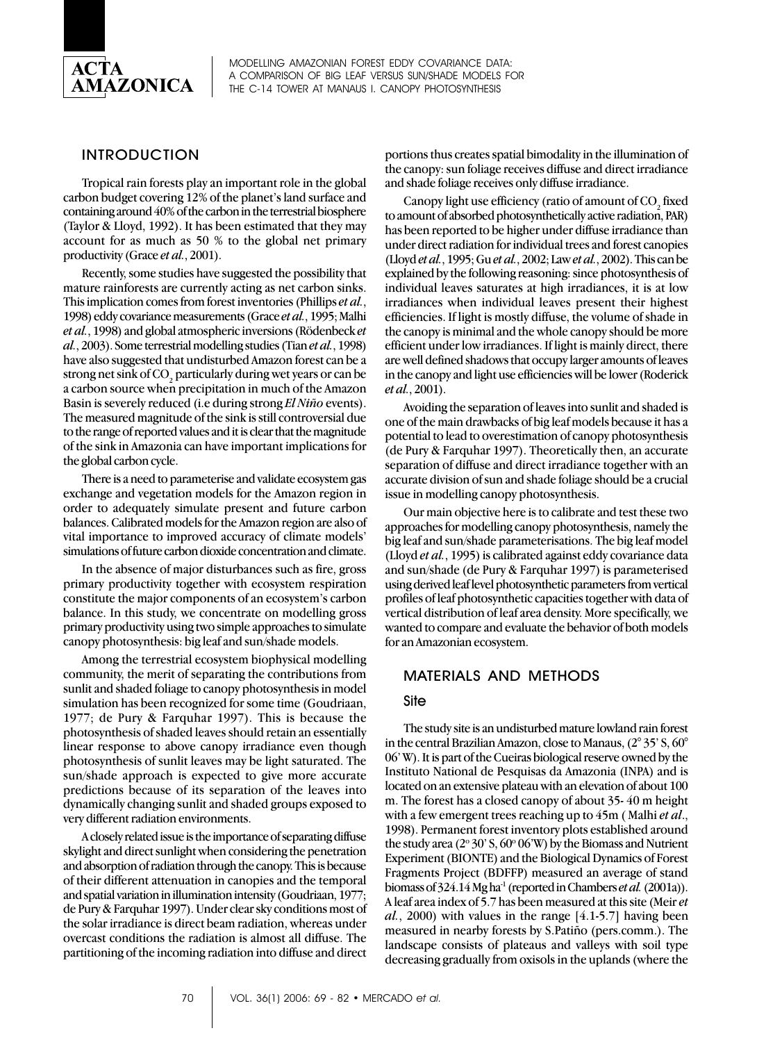## INTRODUCTION

Tropical rain forests play an important role in the global carbon budget covering 12% of the planet's land surface and containing around 40% of the carbon in the terrestrial biosphere (Taylor & Lloyd, 1992). It has been estimated that they may account for as much as 50 % to the global net primary productivity (Grace *et al.*, 2001).

Recently, some studies have suggested the possibility that mature rainforests are currently acting as net carbon sinks. This implication comes from forest inventories (Phillips *et al.*, 1998) eddy covariance measurements (Grace *et al.*, 1995; Malhi *et al.*, 1998) and global atmospheric inversions (Rödenbeck *et al.*, 2003). Some terrestrial modelling studies (Tian *et al.*, 1998) have also suggested that undisturbed Amazon forest can be a strong net sink of $CO_2$ particularly during wet years or can be a carbon source when precipitation in much of the Amazon Basin is severely reduced (i.e during strong *El Niño* events). The measured magnitude of the sink is still controversial due to the range of reported values and it is clear that the magnitude of the sink in Amazonia can have important implications for the global carbon cycle.

There is a need to parameterise and validate ecosystem gas exchange and vegetation models for the Amazon region in order to adequately simulate present and future carbon balances. Calibrated models for the Amazon region are also of vital importance to improved accuracy of climate models' simulations of future carbon dioxide concentration and climate.

In the absence of major disturbances such as fire, gross primary productivity together with ecosystem respiration constitute the major components of an ecosystem's carbon balance. In this study, we concentrate on modelling gross primary productivity using two simple approaches to simulate canopy photosynthesis: big leaf and sun/shade models.

Among the terrestrial ecosystem biophysical modelling community, the merit of separating the contributions from sunlit and shaded foliage to canopy photosynthesis in model simulation has been recognized for some time (Goudriaan, 1977; de Pury & Farquhar 1997). This is because the photosynthesis of shaded leaves should retain an essentially linear response to above canopy irradiance even though photosynthesis of sunlit leaves may be light saturated. The sun/shade approach is expected to give more accurate predictions because of its separation of the leaves into dynamically changing sunlit and shaded groups exposed to very different radiation environments.

A closely related issue is the importance of separating diffuse skylight and direct sunlight when considering the penetration and absorption of radiation through the canopy. This is because of their different attenuation in canopies and the temporal and spatial variation in illumination intensity (Goudriaan, 1977; de Pury & Farquhar 1997). Under clear sky conditions most of the solar irradiance is direct beam radiation, whereas under overcast conditions the radiation is almost all diffuse. The partitioning of the incoming radiation into diffuse and direct portions thus creates spatial bimodality in the illumination of the canopy: sun foliage receives diffuse and direct irradiance and shade foliage receives only diffuse irradiance.

Canopy light use efficiency (ratio of amount of $CO_2$ fixed to amount of absorbed photosynthetically active radiation, PAR) has been reported to be higher under diffuse irradiance than under direct radiation for individual trees and forest canopies (Lloyd *et al.*, 1995; Gu *et al.*, 2002; Law *et al.*, 2002). This can be explained by the following reasoning: since photosynthesis of individual leaves saturates at high irradiances, it is at low irradiances when individual leaves present their highest efficiencies. If light is mostly diffuse, the volume of shade in the canopy is minimal and the whole canopy should be more efficient under low irradiances. If light is mainly direct, there are well defined shadows that occupy larger amounts of leaves in the canopy and light use efficiencies will be lower (Roderick *et al.*, 2001).

Avoiding the separation of leaves into sunlit and shaded is one of the main drawbacks of big leaf models because it has a potential to lead to overestimation of canopy photosynthesis (de Pury & Farquhar 1997). Theoretically then, an accurate separation of diffuse and direct irradiance together with an accurate division of sun and shade foliage should be a crucial issue in modelling canopy photosynthesis.

Our main objective here is to calibrate and test these two approaches for modelling canopy photosynthesis, namely the big leaf and sun/shade parameterisations. The big leaf model (Lloyd *et al.*, 1995) is calibrated against eddy covariance data and sun/shade (de Pury & Farquhar 1997) is parameterised using derived leaf level photosynthetic parameters from vertical profiles of leaf photosynthetic capacities together with data of vertical distribution of leaf area density. More specifically, we wanted to compare and evaluate the behavior of both models for an Amazonian ecosystem.

## MATERIALS AND METHODS

### Site

The study site is an undisturbed mature lowland rain forest in the central Brazilian Amazon, close to Manaus, (2° 35' S, 60° 06' W). It is part of the Cueiras biological reserve owned by the Instituto National de Pesquisas da Amazonia (INPA) and is located on an extensive plateau with an elevation of about 100 m. The forest has a closed canopy of about 35- 40 m height with a few emergent trees reaching up to 45m ( Malhi *et al*., 1998). Permanent forest inventory plots established around the study area (2° 30' S, 60° 06'W) by the Biomass and Nutrient Experiment (BIONTE) and the Biological Dynamics of Forest Fragments Project (BDFFP) measured an average of stand biomass of 324.14 Mg ha$^{-1}$ (reported in Chambers *et al.* (2001a)). A leaf area index of 5.7 has been measured at this site (Meir *et al.*, 2000) with values in the range [4.1-5.7] having been measured in nearby forests by S.Patiño (pers.comm.). The landscape consists of plateaus and valleys with soil type decreasing gradually from oxisols in the uplands (where the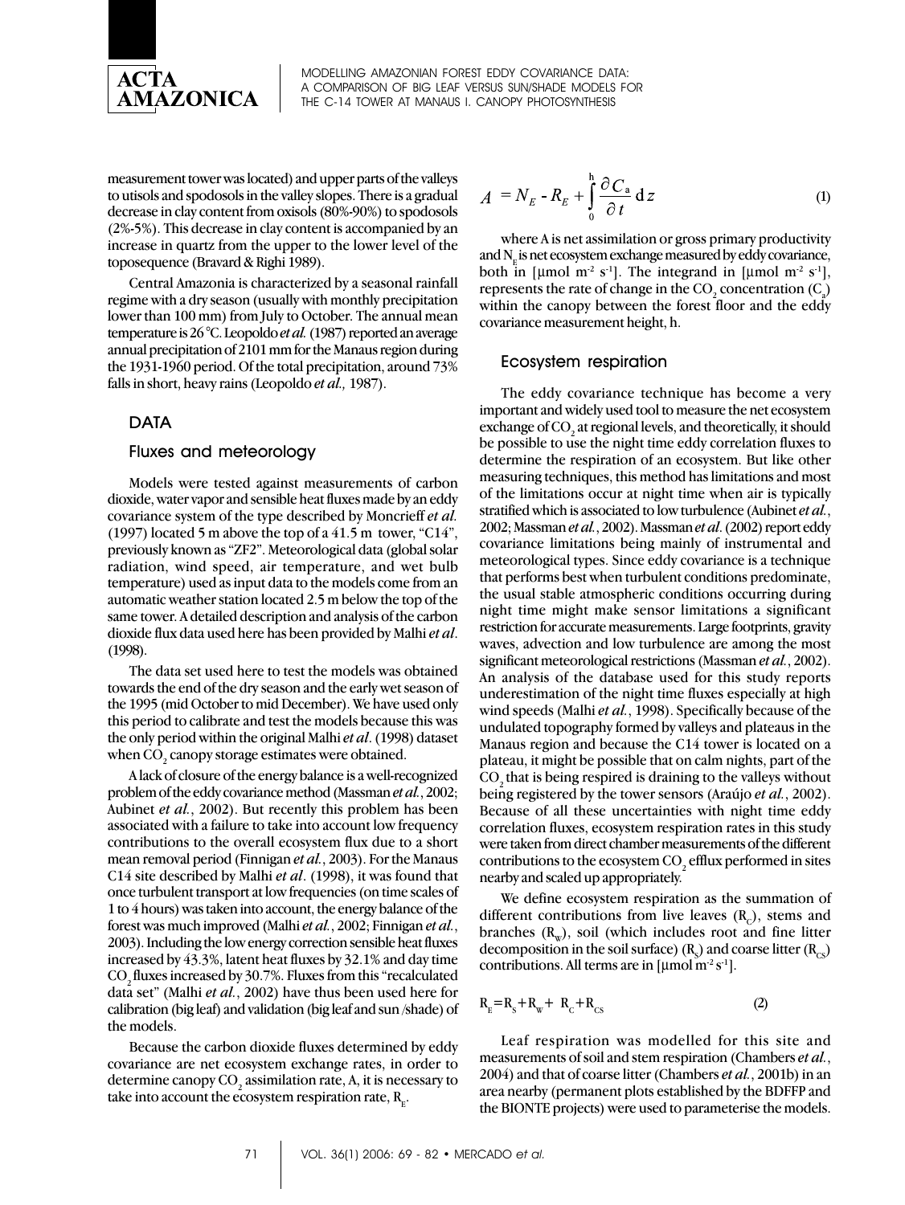measurement tower was located) and upper parts of the valleys to utisols and spodosols in the valley slopes. There is a gradual decrease in clay content from oxisols (80%-90%) to spodosols (2%-5%). This decrease in clay content is accompanied by an increase in quartz from the upper to the lower level of the toposequence (Bravard & Righi 1989).

Central Amazonia is characterized by a seasonal rainfall regime with a dry season (usually with monthly precipitation lower than 100 mm) from July to October. The annual mean temperature is 26 °C. Leopoldo *et al.* (1987) reported an average annual precipitation of 2101 mm for the Manaus region during the 1931-1960 period. Of the total precipitation, around 73% falls in short, heavy rains (Leopoldo *et al.,* 1987).

## DATA

### Fluxes and meteorology

Models were tested against measurements of carbon dioxide, water vapor and sensible heat fluxes made by an eddy covariance system of the type described by Moncrieff *et al.* (1997) located 5 m above the top of a 41.5 m tower, "C14", previously known as "ZF2". Meteorological data (global solar radiation, wind speed, air temperature, and wet bulb temperature) used as input data to the models come from an automatic weather station located 2.5 m below the top of the same tower. A detailed description and analysis of the carbon dioxide flux data used here has been provided by Malhi *et al*. (1998).

The data set used here to test the models was obtained towards the end of the dry season and the early wet season of the 1995 (mid October to mid December). We have used only this period to calibrate and test the models because this was the only period within the original Malhi *et al*. (1998) dataset when $CO_2$ canopy storage estimates were obtained.

A lack of closure of the energy balance is a well-recognized problem of the eddy covariance method (Massman *et al.*, 2002; Aubinet *et al.*, 2002). But recently this problem has been associated with a failure to take into account low frequency contributions to the overall ecosystem flux due to a short mean removal period (Finnigan *et al.*, 2003). For the Manaus C14 site described by Malhi *et al*. (1998), it was found that once turbulent transport at low frequencies (on time scales of 1 to 4 hours) was taken into account, the energy balance of the forest was much improved (Malhi *et al.*, 2002; Finnigan *et al.*, 2003). Including the low energy correction sensible heat fluxes increased by 43.3%, latent heat fluxes by 32.1% and day time $CO_2$ fluxes increased by 30.7%. Fluxes from this "recalculated data set" (Malhi *et al.*, 2002) have thus been used here for calibration (big leaf) and validation (big leaf and sun /shade) of the models.

Because the carbon dioxide fluxes determined by eddy covariance are net ecosystem exchange rates, in order to determine canopy $CO_2$ assimilation rate, A, it is necessary to take into account the ecosystem respiration rate, $R_E$.

$$A = N_E - R_E + \int_0^h \frac{\partial C_a}{\partial t} \, dz \tag{1}$$

where A is net assimilation or gross primary productivity and $N_E$ is net ecosystem exchange measured by eddy covariance, both in [μmol m$^{-2}$ s$^{-1}$]. The integrand in [μmol m$^{-2}$ s$^{-1}$], represents the rate of change in the $CO_2$ concentration ($C_a$) within the canopy between the forest floor and the eddy covariance measurement height, h.

### Ecosystem respiration

The eddy covariance technique has become a very important and widely used tool to measure the net ecosystem exchange of $CO_2$ at regional levels, and theoretically, it should be possible to use the night time eddy correlation fluxes to determine the respiration of an ecosystem. But like other measuring techniques, this method has limitations and most of the limitations occur at night time when air is typically stratified which is associated to low turbulence (Aubinet *et al.*, 2002; Massman *et al.*, 2002). Massman *et al*. (2002) report eddy covariance limitations being mainly of instrumental and meteorological types. Since eddy covariance is a technique that performs best when turbulent conditions predominate, the usual stable atmospheric conditions occurring during night time might make sensor limitations a significant restriction for accurate measurements. Large footprints, gravity waves, advection and low turbulence are among the most significant meteorological restrictions (Massman *et al.*, 2002). An analysis of the database used for this study reports underestimation of the night time fluxes especially at high wind speeds (Malhi *et al.*, 1998). Specifically because of the undulated topography formed by valleys and plateaus in the Manaus region and because the C14 tower is located on a plateau, it might be possible that on calm nights, part of the $CO_2$ that is being respired is draining to the valleys without being registered by the tower sensors (Araújo *et al.*, 2002). Because of all these uncertainties with night time eddy correlation fluxes, ecosystem respiration rates in this study were taken from direct chamber measurements of the different contributions to the ecosystem $CO_2$ efflux performed in sites nearby and scaled up appropriately.

We define ecosystem respiration as the summation of different contributions from live leaves ($R_C$), stems and branches ($R_W$), soil (which includes root and fine litter decomposition in the soil surface) ($R_S$) and coarse litter ($R_{CS}$) contributions. All terms are in [μmol m$^{-2}$ s$^{-1}$].

$$R_E = R_S + R_W + R_C + R_{CS} \tag{2}$$

Leaf respiration was modelled for this site and measurements of soil and stem respiration (Chambers *et al.*, 2004) and that of coarse litter (Chambers *et al.*, 2001b) in an area nearby (permanent plots established by the BDFFP and the BIONTE projects) were used to parameterise the models.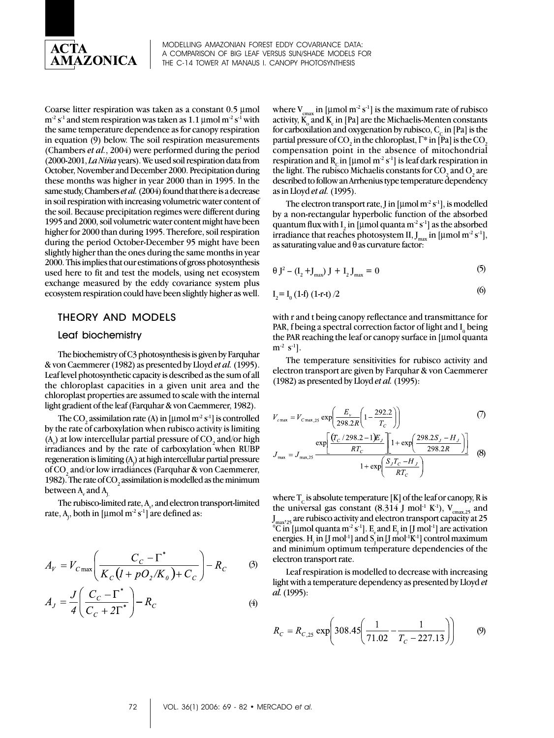Coarse litter respiration was taken as a constant 0.5 μmol $m^{-2}$ $s^{-1}$ and stem respiration was taken as 1.1 μmol $m^{-2}$ $s^{-1}$ with the same temperature dependence as for canopy respiration in equation (9) below. The soil respiration measurements (Chambers *et al.*, 2004) were performed during the period (2000-2001, *La Niña* years). We used soil respiration data from October, November and December 2000. Precipitation during these months was higher in year 2000 than in 1995. In the same study, Chambers *et al.* (2004) found that there is a decrease in soil respiration with increasing volumetric water content of the soil. Because precipitation regimes were different during 1995 and 2000, soil volumetric water content might have been higher for 2000 than during 1995. Therefore, soil respiration during the period October-December 95 might have been slightly higher than the ones during the same months in year 2000. This implies that our estimations of gross photosynthesis used here to fit and test the models, using net ecosystem exchange measured by the eddy covariance system plus ecosystem respiration could have been slightly higher as well.

## THEORY AND MODELS

### Leaf biochemistry

The biochemistry of C3 photosynthesis is given by Farquhar & von Caemmerer (1982) as presented by Lloyd *et al.* (1995). Leaf level photosynthetic capacity is described as the sum of all the chloroplast capacities in a given unit area and the chloroplast properties are assumed to scale with the internal light gradient of the leaf (Farquhar & von Caemmerer, 1982).

The $CO_2$ assimilation rate (A) in [μmol $m^{-2}$ $s^{-1}$] is controlled by the rate of carboxylation when rubisco activity is limiting ($A_v$) at low intercellular partial pressure of $CO_2$ and/or high irradiances and by the rate of carboxylation when RUBP regeneration is limiting ($A_J$) at high intercellular partial pressure of $CO_2$ and/or low irradiances (Farquhar & von Caemmerer, 1982). The rate of $CO_2$ assimilation is modelled as the minimum between $A_v$ and $A_J$.

The rubisco-limited rate, $A_v$, and electron transport-limited rate, $A_J$, both in [μmol $m^{-2}$ $s^{-1}$] are defined as:

$$A_V = V_{C\max}\left(\frac{C_C - \Gamma^*}{K_C\left(1 + pO_2/K_0\right) + C_C}\right) - R_C \qquad (3)$$

$$A_J = \frac{J}{4}\left(\frac{C_C - \Gamma^*}{C_C + 2\Gamma^*}\right) - R_C \qquad (4)$$

where $V_{cmax}$ in [μmol $m^{-2}$ $s^{-1}$] is the maximum rate of rubisco activity, $K_o$ and $K_c$ in [Pa] are the Michaelis-Menten constants for carboxilation and oxygenation by rubisco, $C_C$ in [Pa] is the partial pressure of $CO_2$ in the chloroplast, $\Gamma^*$ in [Pa] is the $CO_2$ compensation point in the absence of mitochondrial respiration and $R_C$ in [μmol $m^{-2}$ $s^{-1}$] is leaf dark respiration in the light. The rubisco Michaelis constants for $CO_2$ and $O_2$ are described to follow an Arrhenius type temperature dependency as in Lloyd *et al.* (1995).

The electron transport rate, J in [μmol $m^{-2}$ $s^{-1}$], is modelled by a non-rectangular hyperbolic function of the absorbed quantum flux with $I_2$ in [μmol quanta $m^{-2}$ $s^{-1}$] as the absorbed irradiance that reaches photosystem II, $J_{max}$ in [μmol $m^{-2}$ $s^{-1}$], as saturating value and θ as curvature factor:

$$\theta J^2 - (I_2 + J_{max})\, J + I_2 J_{max} = 0 \qquad (5)$$

$$I_2 = I_0\,(1\text{-}f)\,(1\text{-}r\text{-}t)/2 \qquad (6)$$

with r and t being canopy reflectance and transmittance for PAR, f being a spectral correction factor of light and $I_0$ being the PAR reaching the leaf or canopy surface in [μmol quanta $m^{-2}$ $s^{-1}$].

The temperature sensitivities for rubisco activity and electron transport are given by Farquhar & von Caemmerer (1982) as presented by Lloyd *et al.* (1995):

$$V_{c\max} = V_{C\max,25}\exp\left(\frac{E_v}{298.2R}\left(1 - \frac{292.2}{T_C}\right)\right) \qquad (7)$$

$$J_{\max} = J_{\max,25}\,\frac{\exp\left[\frac{\left(T_C/298.2 - 1\right)E_J}{RT_C}\right]\left[1 + \exp\left(\frac{298.2S_J - H_J}{298.2R}\right)\right]}{1 + \exp\left(\frac{S_J T_C - H_J}{RT_C}\right)} \qquad (8)$$

where $T_C$ is absolute temperature [K] of the leaf or canopy, R is the universal gas constant (8.314 J $mol^{-1}$ $K^{-1}$), $V_{cmax,25}$ and $J_{max,25}$ are rubisco activity and electron transport capacity at 25 °C in [μmol quanta $m^{-2}$ $s^{-1}$]. $E_v$ and $E_J$ in [J $mol^{-1}$] are activation energies. $H_J$ in [J $mol^{-1}$] and $S_J$ in [J $mol^{-1}K^{-1}$] control maximum and minimum optimum temperature dependencies of the electron transport rate.

Leaf respiration is modelled to decrease with increasing light with a temperature dependency as presented by Lloyd *et al.* (1995):

$$R_C = R_{C,25}\exp\left(308.45\left(\frac{1}{71.02} - \frac{1}{T_C - 227.13}\right)\right) \qquad (9)$$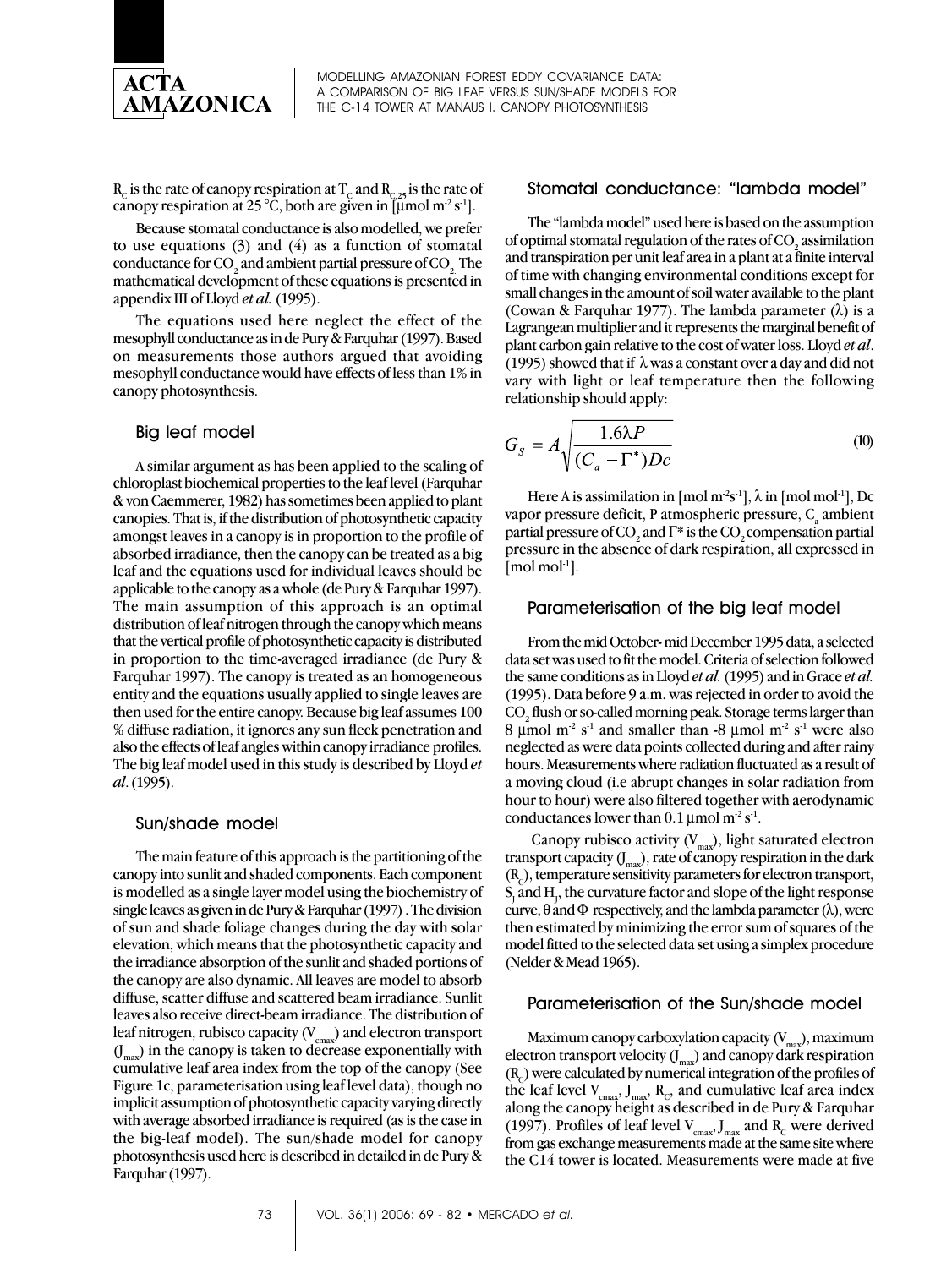$R_C$ is the rate of canopy respiration at $T_C$ and $R_{C,25}$ is the rate of canopy respiration at 25 °C, both are given in [µmol m$^{-2}$ s$^{-1}$].

Because stomatal conductance is also modelled, we prefer to use equations (3) and (4) as a function of stomatal conductance for $CO_2$ and ambient partial pressure of $CO_2$. The mathematical development of these equations is presented in appendix III of Lloyd *et al.* (1995).

The equations used here neglect the effect of the mesophyll conductance as in de Pury & Farquhar (1997). Based on measurements those authors argued that avoiding mesophyll conductance would have effects of less than 1% in canopy photosynthesis.

## Big leaf model

A similar argument as has been applied to the scaling of chloroplast biochemical properties to the leaf level (Farquhar & von Caemmerer, 1982) has sometimes been applied to plant canopies. That is, if the distribution of photosynthetic capacity amongst leaves in a canopy is in proportion to the profile of absorbed irradiance, then the canopy can be treated as a big leaf and the equations used for individual leaves should be applicable to the canopy as a whole (de Pury & Farquhar 1997). The main assumption of this approach is an optimal distribution of leaf nitrogen through the canopy which means that the vertical profile of photosynthetic capacity is distributed in proportion to the time-averaged irradiance (de Pury & Farquhar 1997). The canopy is treated as an homogeneous entity and the equations usually applied to single leaves are then used for the entire canopy. Because big leaf assumes 100 % diffuse radiation, it ignores any sun fleck penetration and also the effects of leaf angles within canopy irradiance profiles. The big leaf model used in this study is described by Lloyd *et al.* (1995).

## Sun/shade model

The main feature of this approach is the partitioning of the canopy into sunlit and shaded components. Each component is modelled as a single layer model using the biochemistry of single leaves as given in de Pury & Farquhar (1997). The division of sun and shade foliage changes during the day with solar elevation, which means that the photosynthetic capacity and the irradiance absorption of the sunlit and shaded portions of the canopy are also dynamic. All leaves are model to absorb diffuse, scatter diffuse and scattered beam irradiance. Sunlit leaves also receive direct-beam irradiance. The distribution of leaf nitrogen, rubisco capacity ($V_{max}$) and electron transport ($J_{max}$) in the canopy is taken to decrease exponentially with cumulative leaf area index from the top of the canopy (See Figure 1c, parameterisation using leaf level data), though no implicit assumption of photosynthetic capacity varying directly with average absorbed irradiance is required (as is the case in the big-leaf model). The sun/shade model for canopy photosynthesis used here is described in detailed in de Pury & Farquhar (1997).

## Stomatal conductance: "lambda model"

The "lambda model" used here is based on the assumption of optimal stomatal regulation of the rates of $CO_2$ assimilation and transpiration per unit leaf area in a plant at a finite interval of time with changing environmental conditions except for small changes in the amount of soil water available to the plant (Cowan & Farquhar 1977). The lambda parameter ($\lambda$) is a Lagrangean multiplier and it represents the marginal benefit of plant carbon gain relative to the cost of water loss. Lloyd *et al.* (1995) showed that if $\lambda$ was a constant over a day and did not vary with light or leaf temperature then the following relationship should apply:

$$G_S = A\sqrt{\frac{1.6\lambda P}{(C_a - \Gamma^*)Dc}} \tag{10}$$

Here A is assimilation in [mol m$^{-2}$s$^{-1}$], $\lambda$ in [mol mol$^{-1}$], Dc vapor pressure deficit, P atmospheric pressure, $C_a$ ambient partial pressure of $CO_2$ and $\Gamma^*$ is the $CO_2$ compensation partial pressure in the absence of dark respiration, all expressed in [mol mol$^{-1}$].

## Parameterisation of the big leaf model

From the mid October- mid December 1995 data, a selected data set was used to fit the model. Criteria of selection followed the same conditions as in Lloyd *et al.* (1995) and in Grace *et al.* (1995). Data before 9 a.m. was rejected in order to avoid the $CO_2$ flush or so-called morning peak. Storage terms larger than 8 µmol m$^{-2}$ s$^{-1}$ and smaller than -8 µmol m$^{-2}$ s$^{-1}$ were also neglected as were data points collected during and after rainy hours. Measurements where radiation fluctuated as a result of a moving cloud (i.e abrupt changes in solar radiation from hour to hour) were also filtered together with aerodynamic conductances lower than 0.1 µmol m$^{-2}$ s$^{-1}$.

Canopy rubisco activity ($V_{max}$), light saturated electron transport capacity ($J_{max}$), rate of canopy respiration in the dark ($R_C$), temperature sensitivity parameters for electron transport, $S_J$ and $H_J$, the curvature factor and slope of the light response curve, $\theta$ and $\Phi$ respectively, and the lambda parameter ($\lambda$), were then estimated by minimizing the error sum of squares of the model fitted to the selected data set using a simplex procedure (Nelder & Mead 1965).

## Parameterisation of the Sun/shade model

Maximum canopy carboxylation capacity ($V_{max}$), maximum electron transport velocity ($J_{max}$) and canopy dark respiration ($R_C$) were calculated by numerical integration of the profiles of the leaf level $V_{cmax}$, $J_{max}$, $R_C$, and cumulative leaf area index along the canopy height as described in de Pury & Farquhar (1997). Profiles of leaf level $V_{cmax}$, $J_{max}$ and $R_C$ were derived from gas exchange measurements made at the same site where the C14 tower is located. Measurements were made at five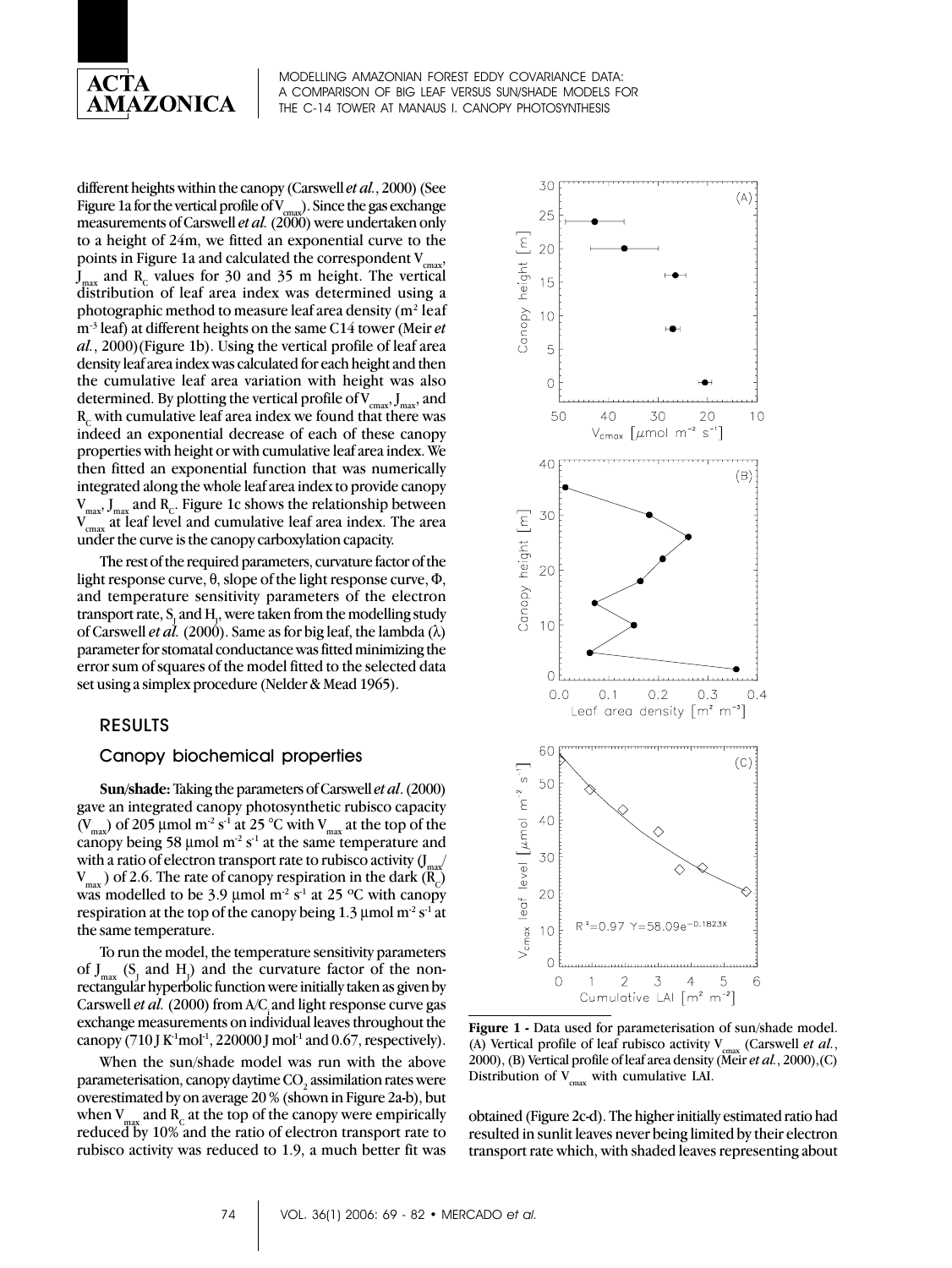different heights within the canopy (Carswell *et al.*, 2000) (See Figure 1a for the vertical profile of $V_{cmax}$). Since the gas exchange measurements of Carswell *et al.* (2000) were undertaken only to a height of 24m, we fitted an exponential curve to the points in Figure 1a and calculated the correspondent $V_{cmax}$, $J_{max}$ and $R_C$ values for 30 and 35 m height. The vertical distribution of leaf area index was determined using a photographic method to measure leaf area density ($m^2$ leaf $m^{-3}$ leaf) at different heights on the same C14 tower (Meir *et al.*, 2000)(Figure 1b). Using the vertical profile of leaf area density leaf area index was calculated for each height and then the cumulative leaf area variation with height was also determined. By plotting the vertical profile of $V_{cmax}$, $J_{max}$, and $R_C$ with cumulative leaf area index we found that there was indeed an exponential decrease of each of these canopy properties with height or with cumulative leaf area index. We then fitted an exponential function that was numerically integrated along the whole leaf area index to provide canopy $V_{max}$, $J_{max}$ and $R_C$. Figure 1c shows the relationship between $V_{cmax}$ at leaf level and cumulative leaf area index. The area under the curve is the canopy carboxylation capacity.

The rest of the required parameters, curvature factor of the light response curve, θ, slope of the light response curve, Φ, and temperature sensitivity parameters of the electron transport rate, $S_J$ and $H_J$, were taken from the modelling study of Carswell *et al.* (2000). Same as for big leaf, the lambda (λ) parameter for stomatal conductance was fitted minimizing the error sum of squares of the model fitted to the selected data set using a simplex procedure (Nelder & Mead 1965).

## RESULTS

### Canopy biochemical properties

**Sun/shade:** Taking the parameters of Carswell *et al*. (2000) gave an integrated canopy photosynthetic rubisco capacity ($V_{max}$) of 205 µmol $m^{-2}$ $s^{-1}$ at 25 °C with $V_{max}$ at the top of the canopy being 58 µmol $m^{-2}$ $s^{-1}$ at the same temperature and with a ratio of electron transport rate to rubisco activity ($J_{max}$/$V_{max}$) of 2.6. The rate of canopy respiration in the dark ($R_C$) was modelled to be 3.9 µmol $m^{-2}$ $s^{-1}$ at 25 °C with canopy respiration at the top of the canopy being 1.3 µmol $m^{-2}$ $s^{-1}$ at the same temperature.

To run the model, the temperature sensitivity parameters of $J_{max}$ ($S_J$ and $H_J$) and the curvature factor of the non-rectangular hyperbolic function were initially taken as given by Carswell *et al.* (2000) from A/$C_i$ and light response curve gas exchange measurements on individual leaves throughout the canopy (710 J $K^{-1}mol^{-1}$, 220000 J $mol^{-1}$ and 0.67, respectively).

When the sun/shade model was run with the above parameterisation, canopy daytime $CO_2$ assimilation rates were overestimated by on average 20 % (shown in Figure 2a-b), but when $V_{max}$ and $R_C$ at the top of the canopy were empirically reduced by 10% and the ratio of electron transport rate to rubisco activity was reduced to 1.9, a much better fit was obtained (Figure 2c-d). The higher initially estimated ratio had resulted in sunlit leaves never being limited by their electron transport rate which, with shaded leaves representing about

**Figure 1 -** Data used for parameterisation of sun/shade model. (A) Vertical profile of leaf rubisco activity $V_{cmax}$ (Carswell *et al.*, 2000), (B) Vertical profile of leaf area density (Meir *et al.*, 2000),(C) Distribution of $V_{cmax}$ with cumulative LAI.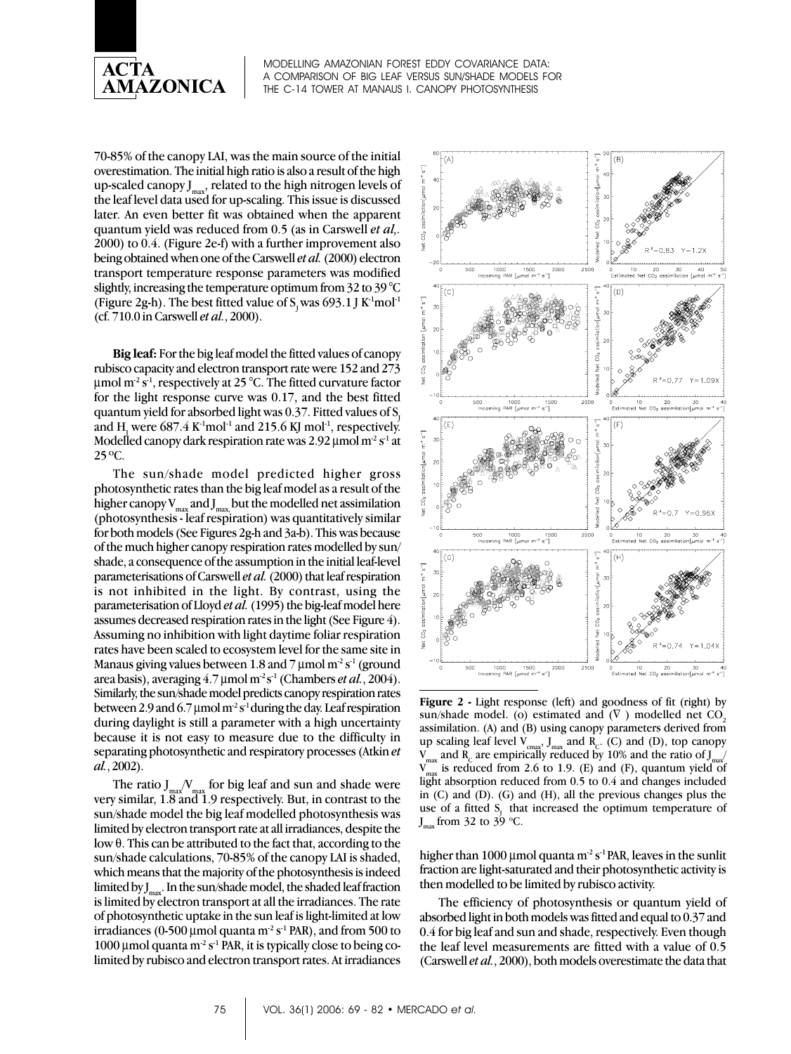70-85% of the canopy LAI, was the main source of the initial overestimation. The initial high ratio is also a result of the high up-scaled canopy $J_{max}$, related to the high nitrogen levels of the leaf level data used for up-scaling. This issue is discussed later. An even better fit was obtained when the apparent quantum yield was reduced from 0.5 (as in Carswell *et al*,. 2000) to 0.4. (Figure 2e-f) with a further improvement also being obtained when one of the Carswell *et al.* (2000) electron transport temperature response parameters was modified slightly, increasing the temperature optimum from 32 to 39 °C (Figure 2g-h). The best fitted value of $S_J$ was 693.1 J $K^{-1}mol^{-1}$ (cf. 710.0 in Carswell *et al.*, 2000).

**Big leaf:** For the big leaf model the fitted values of canopy rubisco capacity and electron transport rate were 152 and 273 µmol $m^{-2}$ $s^{-1}$, respectively at 25 °C. The fitted curvature factor for the light response curve was 0.17, and the best fitted quantum yield for absorbed light was 0.37. Fitted values of $S_J$ and $H_J$ were 687.4 $K^{-1}mol^{-1}$ and 215.6 KJ $mol^{-1}$, respectively. Modelled canopy dark respiration rate was 2.92 µmol $m^{-2}$ $s^{-1}$ at 25 °C.

The sun/shade model predicted higher gross photosynthetic rates than the big leaf model as a result of the higher canopy $V_{max}$ and $J_{max}$ but the modelled net assimilation (photosynthesis - leaf respiration) was quantitatively similar for both models (See Figures 2g-h and 3a-b). This was because of the much higher canopy respiration rates modelled by sun/shade, a consequence of the assumption in the initial leaf-level parameterisations of Carswell *et al.* (2000) that leaf respiration is not inhibited in the light. By contrast, using the parameterisation of Lloyd *et al.* (1995) the big-leaf model here assumes decreased respiration rates in the light (See Figure 4). Assuming no inhibition with light daytime foliar respiration rates have been scaled to ecosystem level for the same site in Manaus giving values between 1.8 and 7 µmol $m^{-2}$ $s^{-1}$ (ground area basis), averaging 4.7 µmol $m^{-2}$ $s^{-1}$ (Chambers *et al.*, 2004). Similarly, the sun/shade model predicts canopy respiration rates between 2.9 and 6.7 µmol $m^{-2}$ $s^{-1}$ during the day. Leaf respiration during daylight is still a parameter with a high uncertainty because it is not easy to measure due to the difficulty in separating photosynthetic and respiratory processes (Atkin *et al.*, 2002).

The ratio $J_{max}/V_{max}$ for big leaf and sun and shade were very similar, 1.8 and 1.9 respectively. But, in contrast to the sun/shade model the big leaf modelled photosynthesis was limited by electron transport rate at all irradiances, despite the low θ. This can be attributed to the fact that, according to the sun/shade calculations, 70-85% of the canopy LAI is shaded, which means that the majority of the photosynthesis is indeed limited by $J_{max}$. In the sun/shade model, the shaded leaf fraction is limited by electron transport at all the irradiances. The rate of photosynthetic uptake in the sun leaf is light-limited at low irradiances (0-500 µmol quanta $m^{-2}$ $s^{-1}$ PAR), and from 500 to 1000 µmol quanta $m^{-2}$ $s^{-1}$ PAR, it is typically close to being co-limited by rubisco and electron transport rates. At irradiances higher than 1000 µmol quanta $m^{-2}$ $s^{-1}$ PAR, leaves in the sunlit fraction are light-saturated and their photosynthetic activity is then modelled to be limited by rubisco activity.

**Figure 2 -** Light response (left) and goodness of fit (right) by sun/shade model. (o) estimated and (∇) modelled net $CO_2$ assimilation. (A) and (B) using canopy parameters derived from up scaling leaf level $V_{cmax}$, $J_{max}$ and $R_C$. (C) and (D), top canopy $V_{max}$ and $R_C$ are empirically reduced by 10% and the ratio of $J_{max}/V_{max}$ is reduced from 2.6 to 1.9. (E) and (F), quantum yield of light absorption reduced from 0.5 to 0.4 and changes included in (C) and (D). (G) and (H), all the previous changes plus the use of a fitted $S_J$ that increased the optimum temperature of $J_{max}$ from 32 to 39 °C.

The efficiency of photosynthesis or quantum yield of absorbed light in both models was fitted and equal to 0.37 and 0.4 for big leaf and sun and shade, respectively. Even though the leaf level measurements are fitted with a value of 0.5 (Carswell *et al.*, 2000), both models overestimate the data that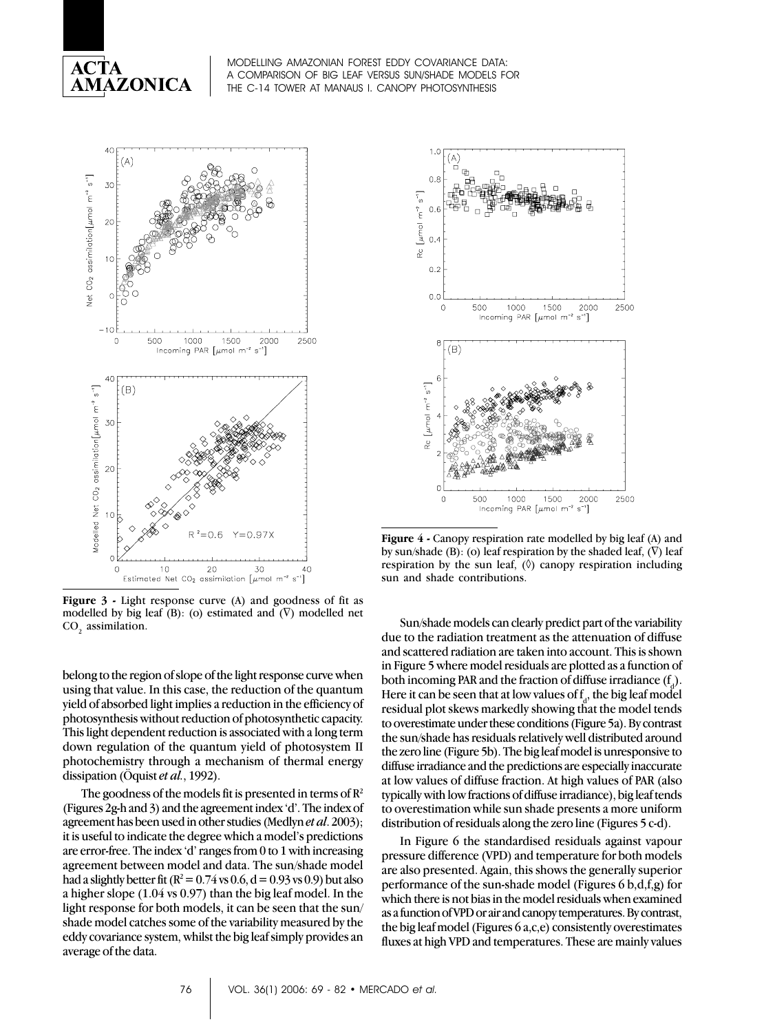**Figure 3 -** Light response curve (A) and goodness of fit as modelled by big leaf (B): (o) estimated and (∇) modelled net $CO_2$ assimilation.

**Figure 4 -** Canopy respiration rate modelled by big leaf (A) and by sun/shade (B): (o) leaf respiration by the shaded leaf, (∇) leaf respiration by the sun leaf, (◊) canopy respiration including sun and shade contributions.

belong to the region of slope of the light response curve when using that value. In this case, the reduction of the quantum yield of absorbed light implies a reduction in the efficiency of photosynthesis without reduction of photosynthetic capacity. This light dependent reduction is associated with a long term down regulation of the quantum yield of photosystem II photochemistry through a mechanism of thermal energy dissipation (Öquist *et al.*, 1992).

The goodness of the models fit is presented in terms of $R^2$ (Figures 2g-h and 3) and the agreement index 'd'. The index of agreement has been used in other studies (Medlyn *et al*. 2003); it is useful to indicate the degree which a model's predictions are error-free. The index 'd' ranges from 0 to 1 with increasing agreement between model and data. The sun/shade model had a slightly better fit ($R^2$ = 0.74 vs 0.6, d = 0.93 vs 0.9) but also a higher slope (1.04 vs 0.97) than the big leaf model. In the light response for both models, it can be seen that the sun/shade model catches some of the variability measured by the eddy covariance system, whilst the big leaf simply provides an average of the data.

Sun/shade models can clearly predict part of the variability due to the radiation treatment as the attenuation of diffuse and scattered radiation are taken into account. This is shown in Figure 5 where model residuals are plotted as a function of both incoming PAR and the fraction of diffuse irradiance ($f_d$). Here it can be seen that at low values of $f_d$, the big leaf model residual plot skews markedly showing that the model tends to overestimate under these conditions (Figure 5a). By contrast the sun/shade has residuals relatively well distributed around the zero line (Figure 5b). The big leaf model is unresponsive to diffuse irradiance and the predictions are especially inaccurate at low values of diffuse fraction. At high values of PAR (also typically with low fractions of diffuse irradiance), big leaf tends to overestimation while sun shade presents a more uniform distribution of residuals along the zero line (Figures 5 c-d).

In Figure 6 the standardised residuals against vapour pressure difference (VPD) and temperature for both models are also presented. Again, this shows the generally superior performance of the sun-shade model (Figures 6 b,d,f,g) for which there is not bias in the model residuals when examined as a function of VPD or air and canopy temperatures. By contrast, the big leaf model (Figures 6 a,c,e) consistently overestimates fluxes at high VPD and temperatures. These are mainly values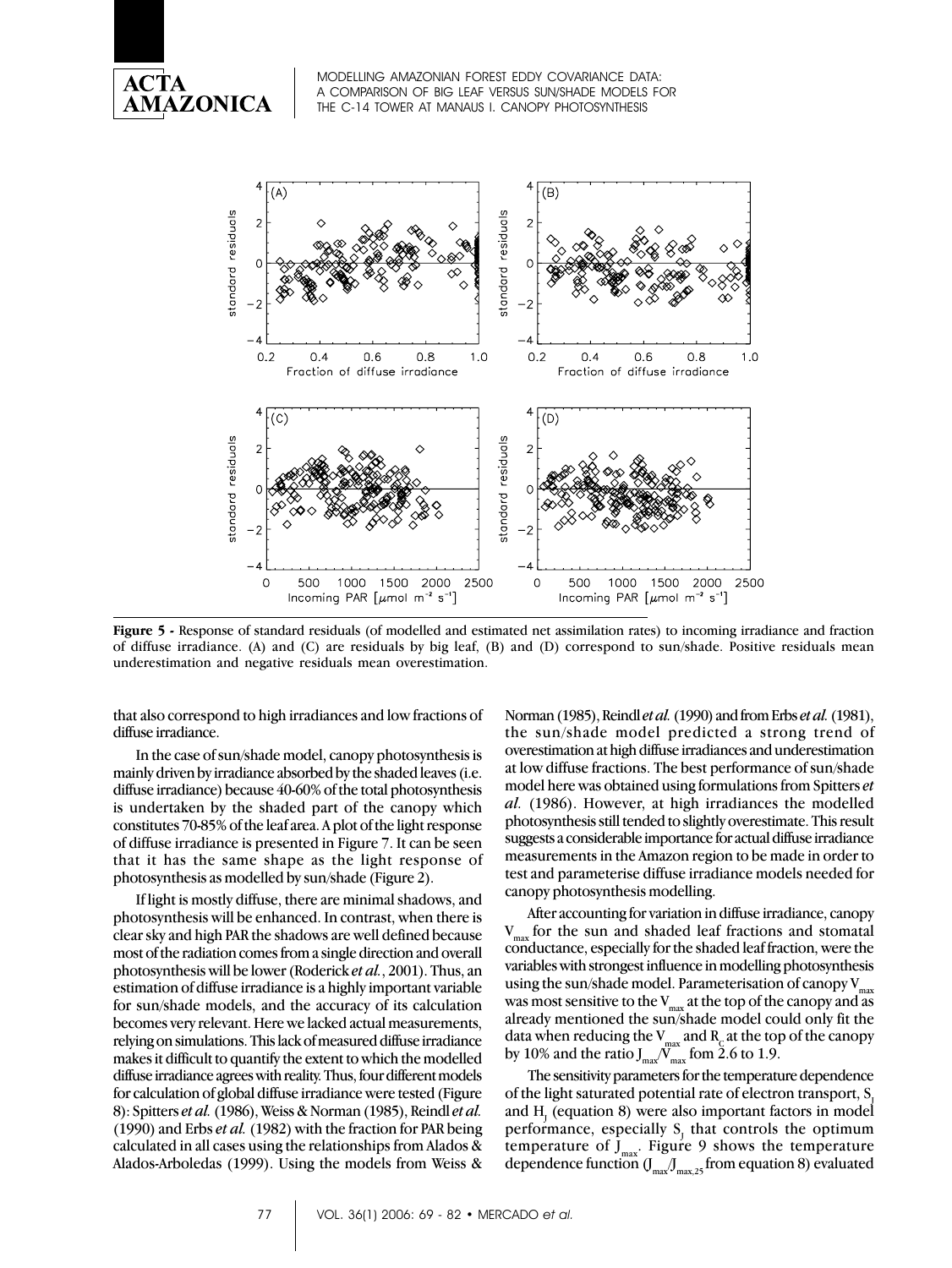**Figure 5 -** Response of standard residuals (of modelled and estimated net assimilation rates) to incoming irradiance and fraction of diffuse irradiance. (A) and (C) are residuals by big leaf, (B) and (D) correspond to sun/shade. Positive residuals mean underestimation and negative residuals mean overestimation.

that also correspond to high irradiances and low fractions of diffuse irradiance.

In the case of sun/shade model, canopy photosynthesis is mainly driven by irradiance absorbed by the shaded leaves (i.e. diffuse irradiance) because 40-60% of the total photosynthesis is undertaken by the shaded part of the canopy which constitutes 70-85% of the leaf area. A plot of the light response of diffuse irradiance is presented in Figure 7. It can be seen that it has the same shape as the light response of photosynthesis as modelled by sun/shade (Figure 2).

If light is mostly diffuse, there are minimal shadows, and photosynthesis will be enhanced. In contrast, when there is clear sky and high PAR the shadows are well defined because most of the radiation comes from a single direction and overall photosynthesis will be lower (Roderick *et al.*, 2001). Thus, an estimation of diffuse irradiance is a highly important variable for sun/shade models, and the accuracy of its calculation becomes very relevant. Here we lacked actual measurements, relying on simulations. This lack of measured diffuse irradiance makes it difficult to quantify the extent to which the modelled diffuse irradiance agrees with reality. Thus, four different models for calculation of global diffuse irradiance were tested (Figure 8): Spitters *et al.* (1986), Weiss & Norman (1985), Reindl *et al.* (1990) and Erbs *et al.* (1982) with the fraction for PAR being calculated in all cases using the relationships from Alados & Alados-Arboledas (1999). Using the models from Weiss & Norman (1985), Reindl *et al.* (1990) and from Erbs *et al.* (1981), the sun/shade model predicted a strong trend of overestimation at high diffuse irradiances and underestimation at low diffuse fractions. The best performance of sun/shade model here was obtained using formulations from Spitters *et al.* (1986). However, at high irradiances the modelled photosynthesis still tended to slightly overestimate. This result suggests a considerable importance for actual diffuse irradiance measurements in the Amazon region to be made in order to test and parameterise diffuse irradiance models needed for canopy photosynthesis modelling.

After accounting for variation in diffuse irradiance, canopy $V_{max}$ for the sun and shaded leaf fractions and stomatal conductance, especially for the shaded leaf fraction, were the variables with strongest influence in modelling photosynthesis using the sun/shade model. Parameterisation of canopy $V_{max}$ was most sensitive to the $V_{max}$ at the top of the canopy and as already mentioned the sun/shade model could only fit the data when reducing the $V_{max}$ and $R_C$ at the top of the canopy by 10% and the ratio $J_{max}/V_{max}$ fom 2.6 to 1.9.

The sensitivity parameters for the temperature dependence of the light saturated potential rate of electron transport, $S_J$ and $H_J$ (equation 8) were also important factors in model performance, especially $S_J$ that controls the optimum temperature of $J_{max}$. Figure 9 shows the temperature dependence function ($J_{max}/J_{max,25}$ from equation 8) evaluated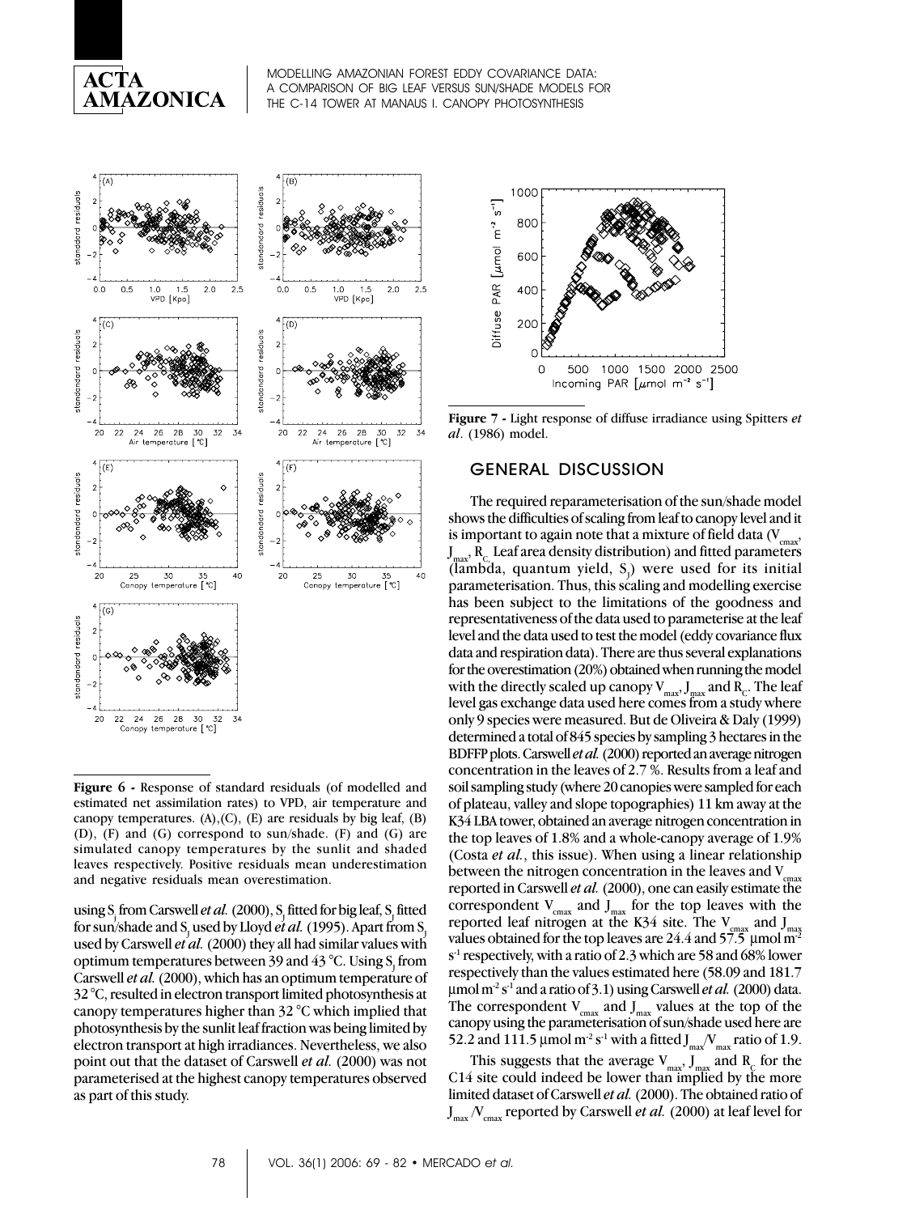**Figure 6 -** Response of standard residuals (of modelled and estimated net assimilation rates) to VPD, air temperature and canopy temperatures. (A),(C), (E) are residuals by big leaf, (B) (D), (F) and (G) correspond to sun/shade. (F) and (G) are simulated canopy temperatures by the sunlit and shaded leaves respectively. Positive residuals mean underestimation and negative residuals mean overestimation.

using $S_J$ from Carswell *et al.* (2000), $S_J$ fitted for big leaf, $S_J$ fitted for sun/shade and $S_J$ used by Lloyd *et al.* (1995). Apart from $S_J$ used by Carswell *et al.* (2000) they all had similar values with optimum temperatures between 39 and 43 °C. Using $S_J$ from Carswell *et al.* (2000), which has an optimum temperature of 32 °C, resulted in electron transport limited photosynthesis at canopy temperatures higher than 32 °C which implied that photosynthesis by the sunlit leaf fraction was being limited by electron transport at high irradiances. Nevertheless, we also point out that the dataset of Carswell *et al.* (2000) was not parameterised at the highest canopy temperatures observed as part of this study.

**Figure 7 -** Light response of diffuse irradiance using Spitters *et al*. (1986) model.

## GENERAL DISCUSSION

The required reparameterisation of the sun/shade model shows the difficulties of scaling from leaf to canopy level and it is important to again note that a mixture of field data ($V_{cmax}$, $J_{max}$, $R_C$, Leaf area density distribution) and fitted parameters (lambda, quantum yield, $S_J$) were used for its initial parameterisation. Thus, this scaling and modelling exercise has been subject to the limitations of the goodness and representativeness of the data used to parameterise at the leaf level and the data used to test the model (eddy covariance flux data and respiration data). There are thus several explanations for the overestimation (20%) obtained when running the model with the directly scaled up canopy $V_{max}$, $J_{max}$ and $R_C$. The leaf level gas exchange data used here comes from a study where only 9 species were measured. But de Oliveira & Daly (1999) determined a total of 845 species by sampling 3 hectares in the BDFFP plots. Carswell *et al.* (2000) reported an average nitrogen concentration in the leaves of 2.7 %. Results from a leaf and soil sampling study (where 20 canopies were sampled for each of plateau, valley and slope topographies) 11 km away at the K34 LBA tower, obtained an average nitrogen concentration in the top leaves of 1.8% and a whole-canopy average of 1.9% (Costa *et al.*, this issue). When using a linear relationship between the nitrogen concentration in the leaves and $V_{cmax}$ reported in Carswell *et al.* (2000), one can easily estimate the correspondent $V_{cmax}$ and $J_{max}$ for the top leaves with the reported leaf nitrogen at the K34 site. The $V_{cmax}$ and $J_{max}$ values obtained for the top leaves are 24.4 and 57.5 μmol m$^{-2}$ s$^{-1}$ respectively, with a ratio of 2.3 which are 58 and 68% lower respectively than the values estimated here (58.09 and 181.7 μmol m$^{-2}$ s$^{-1}$ and a ratio of 3.1) using Carswell *et al.* (2000) data. The correspondent $V_{cmax}$ and $J_{max}$ values at the top of the canopy using the parameterisation of sun/shade used here are 52.2 and 111.5 μmol m$^{-2}$ s$^{-1}$ with a fitted $J_{max}/V_{max}$ ratio of 1.9.

This suggests that the average $V_{max}$, $J_{max}$ and $R_C$ for the C14 site could indeed be lower than implied by the more limited dataset of Carswell *et al.* (2000). The obtained ratio of $J_{max}/V_{cmax}$ reported by Carswell *et al.* (2000) at leaf level for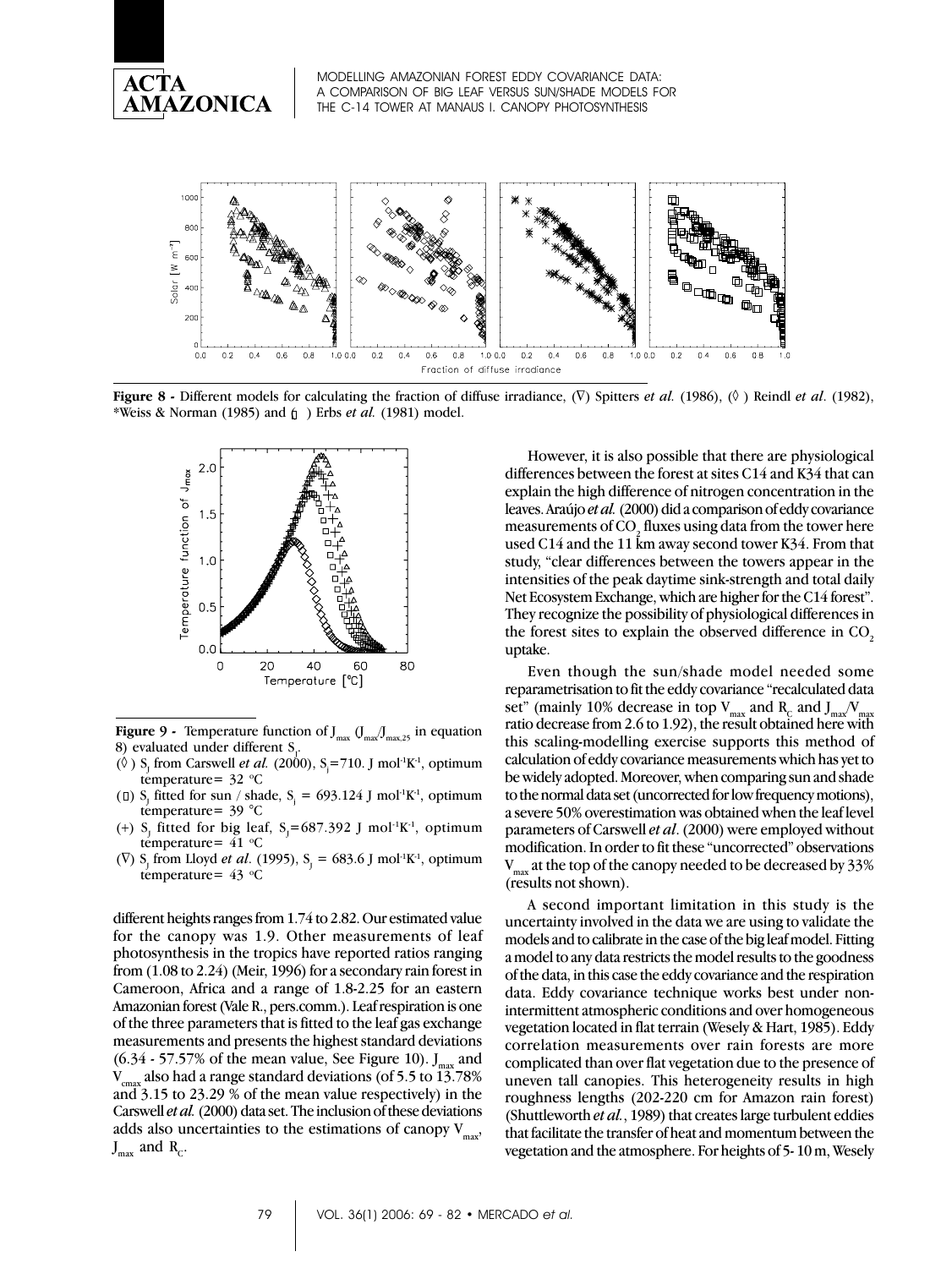**Figure 8 -** Different models for calculating the fraction of diffuse irradiance, (∇) Spitters *et al.* (1986), (◊ ) Reindl *et al*. (1982), *Weiss & Norman (1985) and (□ ) Erbs *et al.* (1981) model.

**Figure 9 -** Temperature function of $J_{max}$ ($J_{max}/J_{max,25}$ in equation 8) evaluated under different $S_J$.

(◊ ) $S_J$ from Carswell *et al.* (2000), $S_J$=710. J mol$^{-1}$K$^{-1}$, optimum temperature= 32 °C

(□) $S_J$ fitted for sun / shade, $S_J$ = 693.124 J mol$^{-1}$K$^{-1}$, optimum temperature= 39 °C

(+) $S_J$ fitted for big leaf, $S_J$=687.392 J mol$^{-1}$K$^{-1}$, optimum temperature= 41 °C

(∇) $S_J$ from Lloyd *et al*. (1995), $S_J$ = 683.6 J mol$^{-1}$K$^{-1}$, optimum temperature= 43 °C

different heights ranges from 1.74 to 2.82. Our estimated value for the canopy was 1.9. Other measurements of leaf photosynthesis in the tropics have reported ratios ranging from (1.08 to 2.24) (Meir, 1996) for a secondary rain forest in Cameroon, Africa and a range of 1.8-2.25 for an eastern Amazonian forest (Vale R., pers.comm.). Leaf respiration is one of the three parameters that is fitted to the leaf gas exchange measurements and presents the highest standard deviations (6.34 - 57.57% of the mean value, See Figure 10). $J_{max}$ and $V_{cmax}$ also had a range standard deviations (of 5.5 to 13.78% and 3.15 to 23.29 % of the mean value respectively) in the Carswell *et al.* (2000) data set. The inclusion of these deviations adds also uncertainties to the estimations of canopy $V_{max}$, $J_{max}$ and $R_C$.

However, it is also possible that there are physiological differences between the forest at sites C14 and K34 that can explain the high difference of nitrogen concentration in the leaves. Araújo *et al.* (2000) did a comparison of eddy covariance measurements of $CO_2$ fluxes using data from the tower here used C14 and the 11 km away second tower K34. From that study, "clear differences between the towers appear in the intensities of the peak daytime sink-strength and total daily Net Ecosystem Exchange, which are higher for the C14 forest". They recognize the possibility of physiological differences in the forest sites to explain the observed difference in $CO_2$ uptake.

Even though the sun/shade model needed some reparametrisation to fit the eddy covariance "recalculated data set" (mainly 10% decrease in top $V_{max}$ and $R_C$ and $J_{max}/V_{max}$ ratio decrease from 2.6 to 1.92), the result obtained here with this scaling-modelling exercise supports this method of calculation of eddy covariance measurements which has yet to be widely adopted. Moreover, when comparing sun and shade to the normal data set (uncorrected for low frequency motions), a severe 50% overestimation was obtained when the leaf level parameters of Carswell *et al*. (2000) were employed without modification. In order to fit these "uncorrected" observations $V_{max}$ at the top of the canopy needed to be decreased by 33% (results not shown).

A second important limitation in this study is the uncertainty involved in the data we are using to validate the models and to calibrate in the case of the big leaf model. Fitting a model to any data restricts the model results to the goodness of the data, in this case the eddy covariance and the respiration data. Eddy covariance technique works best under non-intermittent atmospheric conditions and over homogeneous vegetation located in flat terrain (Wesely & Hart, 1985). Eddy correlation measurements over rain forests are more complicated than over flat vegetation due to the presence of uneven tall canopies. This heterogeneity results in high roughness lengths (202-220 cm for Amazon rain forest) (Shuttleworth *et al.*, 1989) that creates large turbulent eddies that facilitate the transfer of heat and momentum between the vegetation and the atmosphere. For heights of 5- 10 m, Wesely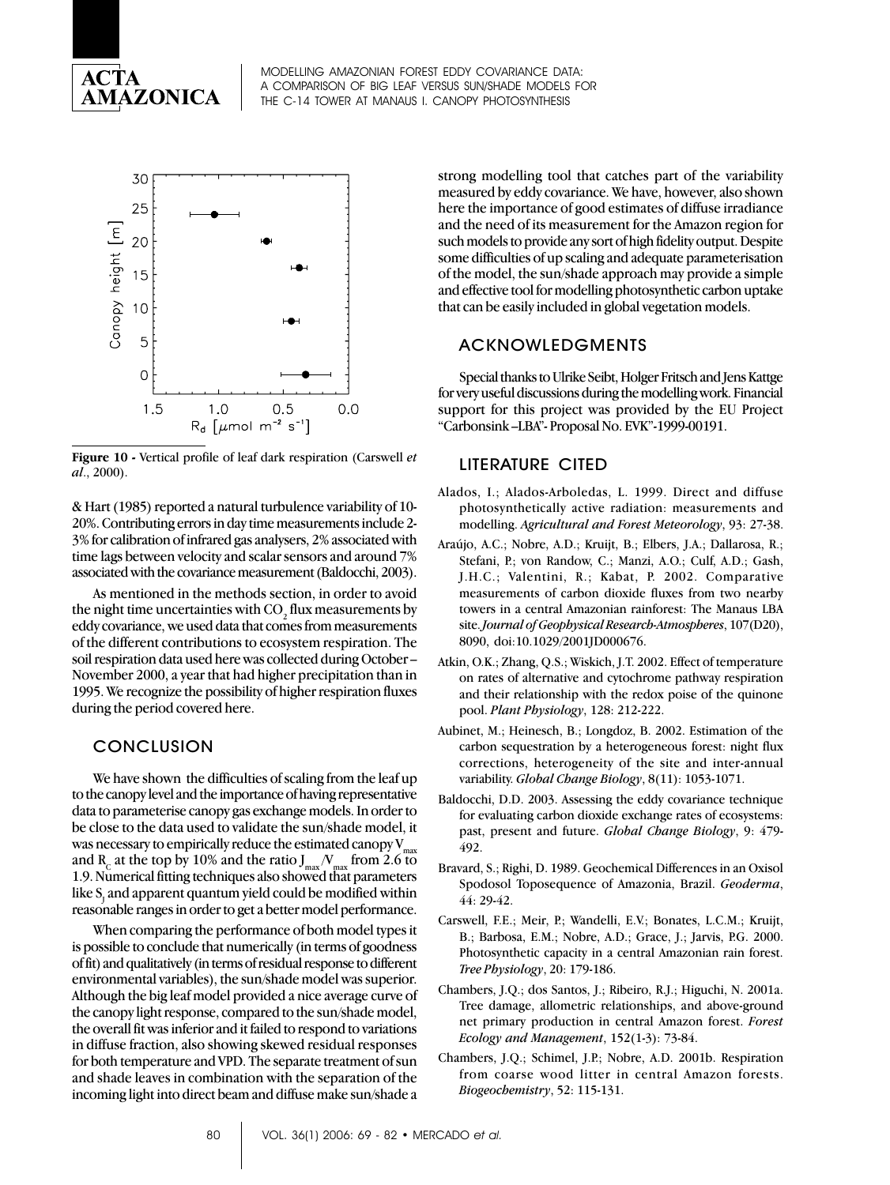**Figure 10 -** Vertical profile of leaf dark respiration (Carswell *et al*., 2000).

& Hart (1985) reported a natural turbulence variability of 10-20%. Contributing errors in day time measurements include 2-3% for calibration of infrared gas analysers, 2% associated with time lags between velocity and scalar sensors and around 7% associated with the covariance measurement (Baldocchi, 2003).

As mentioned in the methods section, in order to avoid the night time uncertainties with $CO_2$ flux measurements by eddy covariance, we used data that comes from measurements of the different contributions to ecosystem respiration. The soil respiration data used here was collected during October – November 2000, a year that had higher precipitation than in 1995. We recognize the possibility of higher respiration fluxes during the period covered here.

## CONCLUSION

We have shown the difficulties of scaling from the leaf up to the canopy level and the importance of having representative data to parameterise canopy gas exchange models. In order to be close to the data used to validate the sun/shade model, it was necessary to empirically reduce the estimated canopy $V_{max}$ and $R_C$ at the top by 10% and the ratio $J_{max}/V_{max}$ from 2.6 to 1.9. Numerical fitting techniques also showed that parameters like $S_j$ and apparent quantum yield could be modified within reasonable ranges in order to get a better model performance.

When comparing the performance of both model types it is possible to conclude that numerically (in terms of goodness of fit) and qualitatively (in terms of residual response to different environmental variables), the sun/shade model was superior. Although the big leaf model provided a nice average curve of the canopy light response, compared to the sun/shade model, the overall fit was inferior and it failed to respond to variations in diffuse fraction, also showing skewed residual responses for both temperature and VPD. The separate treatment of sun and shade leaves in combination with the separation of the incoming light into direct beam and diffuse make sun/shade a strong modelling tool that catches part of the variability measured by eddy covariance. We have, however, also shown here the importance of good estimates of diffuse irradiance and the need of its measurement for the Amazon region for such models to provide any sort of high fidelity output. Despite some difficulties of up scaling and adequate parameterisation of the model, the sun/shade approach may provide a simple and effective tool for modelling photosynthetic carbon uptake that can be easily included in global vegetation models.

## ACKNOWLEDGMENTS

Special thanks to Ulrike Seibt, Holger Fritsch and Jens Kattge for very useful discussions during the modelling work. Financial support for this project was provided by the EU Project "Carbonsink –LBA"- Proposal No. EVK"-1999-00191.

## LITERATURE CITED

Alados, I.; Alados-Arboledas, L. 1999. Direct and diffuse photosynthetically active radiation: measurements and modelling. *Agricultural and Forest Meteorology*, 93: 27-38.

Araújo, A.C.; Nobre, A.D.; Kruijt, B.; Elbers, J.A.; Dallarosa, R.; Stefani, P.; von Randow, C.; Manzi, A.O.; Culf, A.D.; Gash, J.H.C.; Valentini, R.; Kabat, P. 2002. Comparative measurements of carbon dioxide fluxes from two nearby towers in a central Amazonian rainforest: The Manaus LBA site. *Journal of Geophysical Research-Atmospheres*, 107(D20), 8090, doi:10.1029/2001JD000676.

Atkin, O.K.; Zhang, Q.S.; Wiskich, J.T. 2002. Effect of temperature on rates of alternative and cytochrome pathway respiration and their relationship with the redox poise of the quinone pool. *Plant Physiology*, 128: 212-222.

Aubinet, M.; Heinesch, B.; Longdoz, B. 2002. Estimation of the carbon sequestration by a heterogeneous forest: night flux corrections, heterogeneity of the site and inter-annual variability. *Global Change Biology*, 8(11): 1053-1071.

Baldocchi, D.D. 2003. Assessing the eddy covariance technique for evaluating carbon dioxide exchange rates of ecosystems: past, present and future. *Global Change Biology*, 9: 479-492.

Bravard, S.; Righi, D. 1989. Geochemical Differences in an Oxisol Spodosol Toposequence of Amazonia, Brazil. *Geoderma*, 44: 29-42.

Carswell, F.E.; Meir, P.; Wandelli, E.V.; Bonates, L.C.M.; Kruijt, B.; Barbosa, E.M.; Nobre, A.D.; Grace, J.; Jarvis, P.G. 2000. Photosynthetic capacity in a central Amazonian rain forest. *Tree Physiology*, 20: 179-186.

Chambers, J.Q.; dos Santos, J.; Ribeiro, R.J.; Higuchi, N. 2001a. Tree damage, allometric relationships, and above-ground net primary production in central Amazon forest. *Forest Ecology and Management*, 152(1-3): 73-84.

Chambers, J.Q.; Schimel, J.P.; Nobre, A.D. 2001b. Respiration from coarse wood litter in central Amazon forests. *Biogeochemistry*, 52: 115-131.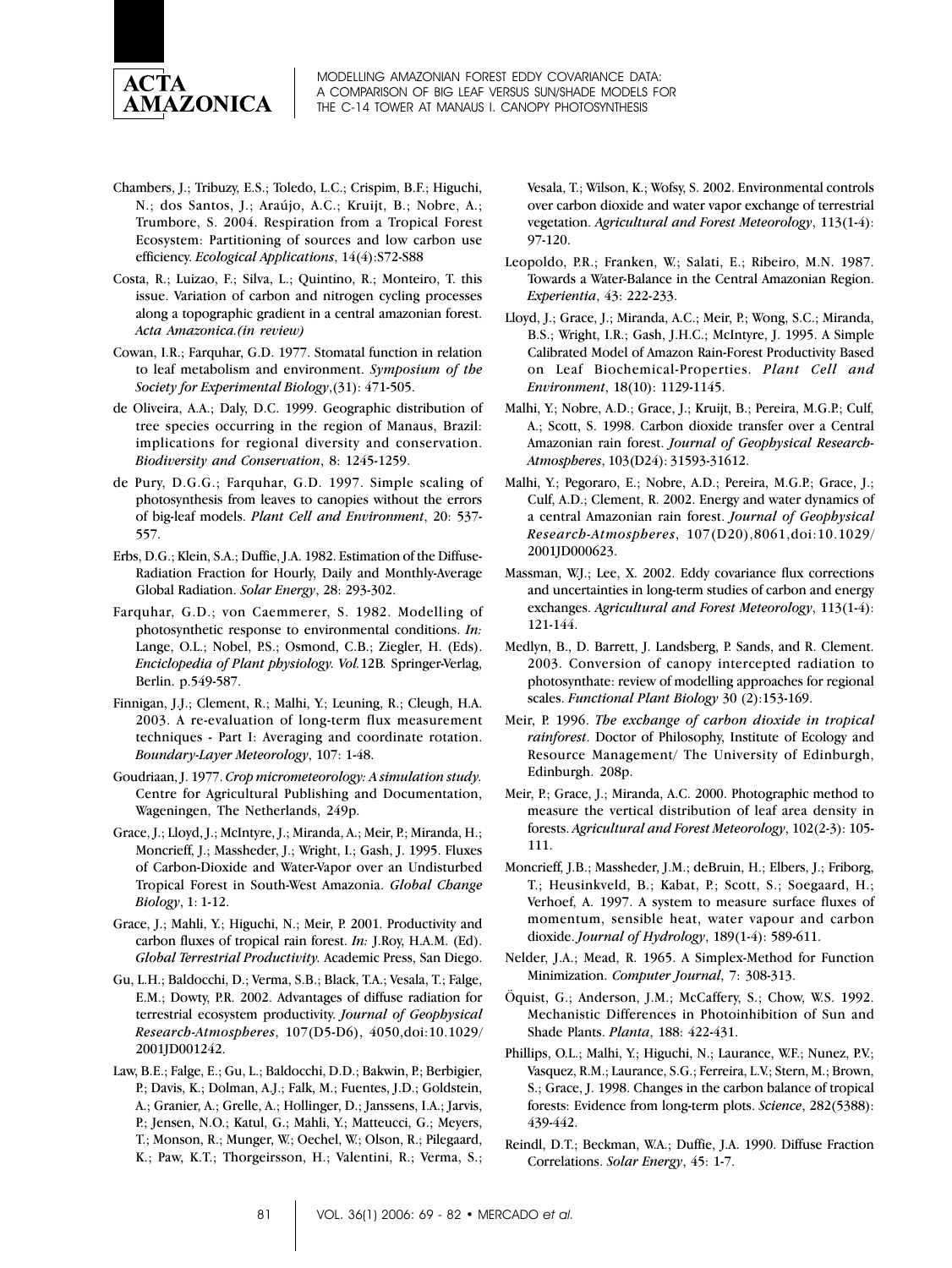Chambers, J.; Tribuzy, E.S.; Toledo, L.C.; Crispim, B.F.; Higuchi, N.; dos Santos, J.; Araújo, A.C.; Kruijt, B.; Nobre, A.; Trumbore, S. 2004. Respiration from a Tropical Forest Ecosystem: Partitioning of sources and low carbon use efficiency. *Ecological Applications*, 14(4):S72-S88

Costa, R.; Luizao, F.; Silva, L.; Quintino, R.; Monteiro, T. this issue. Variation of carbon and nitrogen cycling processes along a topographic gradient in a central amazonian forest. *Acta Amazonica.(in review)*

Cowan, I.R.; Farquhar, G.D. 1977. Stomatal function in relation to leaf metabolism and environment. *Symposium of the Society for Experimental Biology*,(31): 471-505.

de Oliveira, A.A.; Daly, D.C. 1999. Geographic distribution of tree species occurring in the region of Manaus, Brazil: implications for regional diversity and conservation. *Biodiversity and Conservation*, 8: 1245-1259.

de Pury, D.G.G.; Farquhar, G.D. 1997. Simple scaling of photosynthesis from leaves to canopies without the errors of big-leaf models. *Plant Cell and Environment*, 20: 537-557.

Erbs, D.G.; Klein, S.A.; Duffie, J.A. 1982. Estimation of the Diffuse-Radiation Fraction for Hourly, Daily and Monthly-Average Global Radiation. *Solar Energy*, 28: 293-302.

Farquhar, G.D.; von Caemmerer, S. 1982. Modelling of photosynthetic response to environmental conditions. *In:* Lange, O.L.; Nobel, P.S.; Osmond, C.B.; Ziegler, H. (Eds). *Enciclopedia of Plant physiology. Vol.*12B*.* Springer-Verlag, Berlin. p.549-587.

Finnigan, J.J.; Clement, R.; Malhi, Y.; Leuning, R.; Cleugh, H.A. 2003. A re-evaluation of long-term flux measurement techniques - Part I: Averaging and coordinate rotation. *Boundary-Layer Meteorology*, 107: 1-48.

Goudriaan, J. 1977. *Crop micrometeorology: A simulation study.* Centre for Agricultural Publishing and Documentation, Wageningen, The Netherlands, 249p.

Grace, J.; Lloyd, J.; McIntyre, J.; Miranda, A.; Meir, P.; Miranda, H.; Moncrieff, J.; Massheder, J.; Wright, I.; Gash, J. 1995. Fluxes of Carbon-Dioxide and Water-Vapor over an Undisturbed Tropical Forest in South-West Amazonia. *Global Change Biology*, 1: 1-12.

Grace, J.; Mahli, Y.; Higuchi, N.; Meir, P. 2001. Productivity and carbon fluxes of tropical rain forest. *In:* J.Roy, H.A.M. (Ed). *Global Terrestrial Productivity.* Academic Press, San Diego.

Gu, L.H.; Baldocchi, D.; Verma, S.B.; Black, T.A.; Vesala, T.; Falge, E.M.; Dowty, P.R. 2002. Advantages of diffuse radiation for terrestrial ecosystem productivity. *Journal of Geophysical Research-Atmospheres*, 107(D5-D6), 4050,doi:10.1029/2001JD001242.

Law, B.E.; Falge, E.; Gu, L.; Baldocchi, D.D.; Bakwin, P.; Berbigier, P.; Davis, K.; Dolman, A.J.; Falk, M.; Fuentes, J.D.; Goldstein, A.; Granier, A.; Grelle, A.; Hollinger, D.; Janssens, I.A.; Jarvis, P.; Jensen, N.O.; Katul, G.; Mahli, Y.; Matteucci, G.; Meyers, T.; Monson, R.; Munger, W.; Oechel, W.; Olson, R.; Pilegaard, K.; Paw, K.T.; Thorgeirsson, H.; Valentini, R.; Verma, S.; Vesala, T.; Wilson, K.; Wofsy, S. 2002. Environmental controls over carbon dioxide and water vapor exchange of terrestrial vegetation. *Agricultural and Forest Meteorology*, 113(1-4): 97-120.

Leopoldo, P.R.; Franken, W.; Salati, E.; Ribeiro, M.N. 1987. Towards a Water-Balance in the Central Amazonian Region. *Experientia*, 43: 222-233.

Lloyd, J.; Grace, J.; Miranda, A.C.; Meir, P.; Wong, S.C.; Miranda, B.S.; Wright, I.R.; Gash, J.H.C.; McIntyre, J. 1995. A Simple Calibrated Model of Amazon Rain-Forest Productivity Based on Leaf Biochemical-Properties. *Plant Cell and Environment*, 18(10): 1129-1145.

Malhi, Y.; Nobre, A.D.; Grace, J.; Kruijt, B.; Pereira, M.G.P.; Culf, A.; Scott, S. 1998. Carbon dioxide transfer over a Central Amazonian rain forest. *Journal of Geophysical Research-Atmospheres*, 103(D24): 31593-31612.

Malhi, Y.; Pegoraro, E.; Nobre, A.D.; Pereira, M.G.P.; Grace, J.; Culf, A.D.; Clement, R. 2002. Energy and water dynamics of a central Amazonian rain forest. *Journal of Geophysical Research-Atmospheres*, 107(D20),8061,doi:10.1029/2001JD000623.

Massman, W.J.; Lee, X. 2002. Eddy covariance flux corrections and uncertainties in long-term studies of carbon and energy exchanges. *Agricultural and Forest Meteorology*, 113(1-4): 121-144.

Medlyn, B., D. Barrett, J. Landsberg, P. Sands, and R. Clement. 2003. Conversion of canopy intercepted radiation to photosynthate: review of modelling approaches for regional scales. *Functional Plant Biology* 30 (2):153-169.

Meir, P. 1996. *The exchange of carbon dioxide in tropical rainforest*. Doctor of Philosophy, Institute of Ecology and Resource Management/ The University of Edinburgh, Edinburgh. 208p.

Meir, P.; Grace, J.; Miranda, A.C. 2000. Photographic method to measure the vertical distribution of leaf area density in forests. *Agricultural and Forest Meteorology*, 102(2-3): 105-111.

Moncrieff, J.B.; Massheder, J.M.; deBruin, H.; Elbers, J.; Friborg, T.; Heusinkveld, B.; Kabat, P.; Scott, S.; Soegaard, H.; Verhoef, A. 1997. A system to measure surface fluxes of momentum, sensible heat, water vapour and carbon dioxide. *Journal of Hydrology*, 189(1-4): 589-611.

Nelder, J.A.; Mead, R. 1965. A Simplex-Method for Function Minimization. *Computer Journal*, 7: 308-313.

Öquist, G.; Anderson, J.M.; McCaffery, S.; Chow, W.S. 1992. Mechanistic Differences in Photoinhibition of Sun and Shade Plants. *Planta*, 188: 422-431.

Phillips, O.L.; Malhi, Y.; Higuchi, N.; Laurance, W.F.; Nunez, P.V.; Vasquez, R.M.; Laurance, S.G.; Ferreira, L.V.; Stern, M.; Brown, S.; Grace, J. 1998. Changes in the carbon balance of tropical forests: Evidence from long-term plots. *Science*, 282(5388): 439-442.

Reindl, D.T.; Beckman, W.A.; Duffie, J.A. 1990. Diffuse Fraction Correlations. *Solar Energy*, 45: 1-7.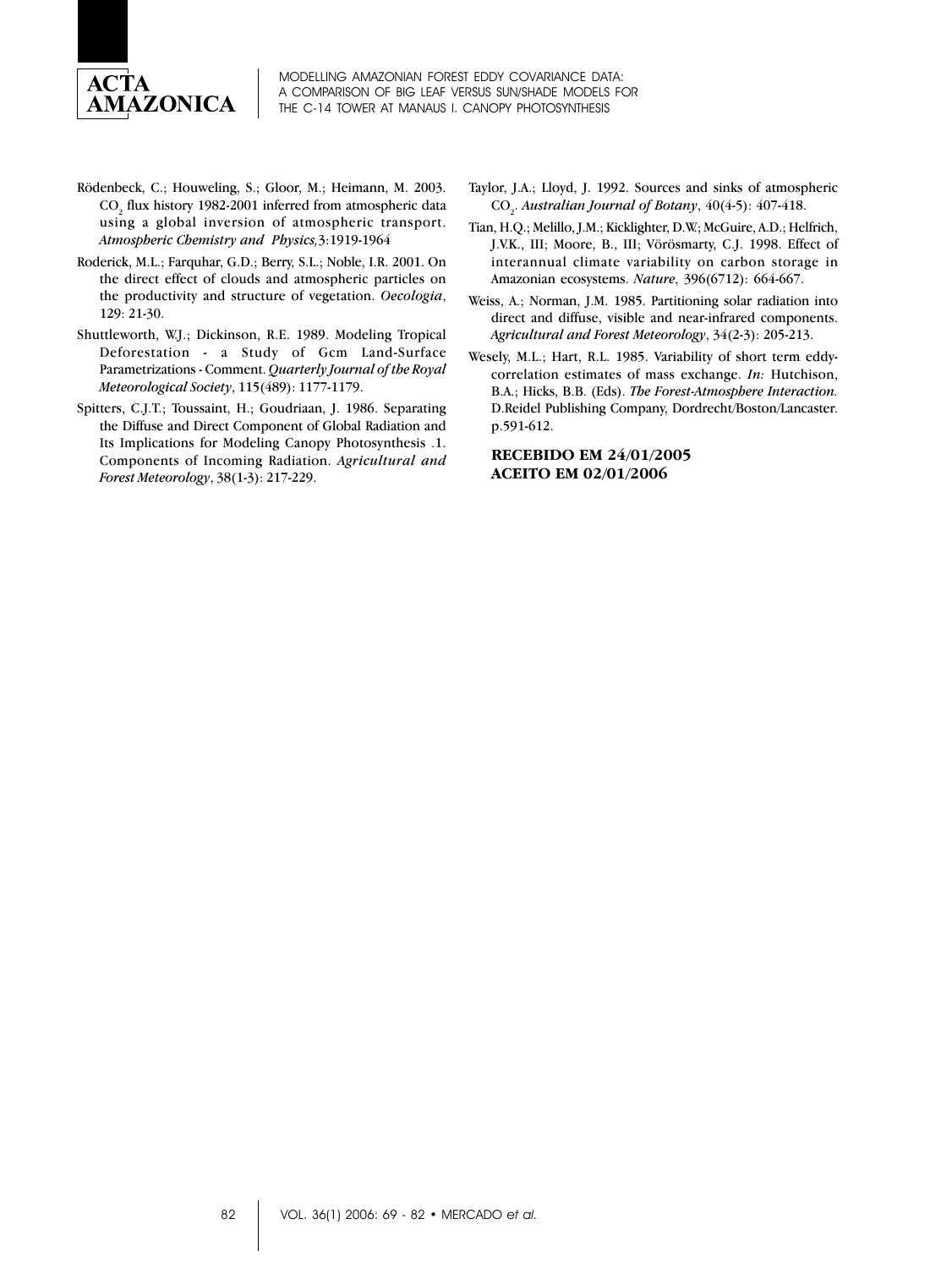Rödenbeck, C.; Houweling, S.; Gloor, M.; Heimann, M. 2003. $CO_2$ flux history 1982-2001 inferred from atmospheric data using a global inversion of atmospheric transport. *Atmospheric Chemistry and Physics,*3:1919-1964

Roderick, M.L.; Farquhar, G.D.; Berry, S.L.; Noble, I.R. 2001. On the direct effect of clouds and atmospheric particles on the productivity and structure of vegetation. *Oecologia*, 129: 21-30.

Shuttleworth, W.J.; Dickinson, R.E. 1989. Modeling Tropical Deforestation - a Study of Gcm Land-Surface Parametrizations - Comment. *Quarterly Journal of the Royal Meteorological Society*, 115(489): 1177-1179.

Spitters, C.J.T.; Toussaint, H.; Goudriaan, J. 1986. Separating the Diffuse and Direct Component of Global Radiation and Its Implications for Modeling Canopy Photosynthesis .1. Components of Incoming Radiation. *Agricultural and Forest Meteorology*, 38(1-3): 217-229.

Taylor, J.A.; Lloyd, J. 1992. Sources and sinks of atmospheric $CO_2$. *Australian Journal of Botany*, 40(4-5): 407-418.

Tian, H.Q.; Melillo, J.M.; Kicklighter, D.W.; McGuire, A.D.; Helfrich, J.V.K., III; Moore, B., III; Vörösmarty, C.J. 1998. Effect of interannual climate variability on carbon storage in Amazonian ecosystems. *Nature*, 396(6712): 664-667.

Weiss, A.; Norman, J.M. 1985. Partitioning solar radiation into direct and diffuse, visible and near-infrared components. *Agricultural and Forest Meteorology*, 34(2-3): 205-213.

Wesely, M.L.; Hart, R.L. 1985. Variability of short term eddy-correlation estimates of mass exchange. *In:* Hutchison, B.A.; Hicks, B.B. (Eds). *The Forest-Atmosphere Interaction.* D.Reidel Publishing Company, Dordrecht/Boston/Lancaster. p.591-612.

**RECEBIDO EM 24/01/2005**
**ACEITO EM 02/01/2006**